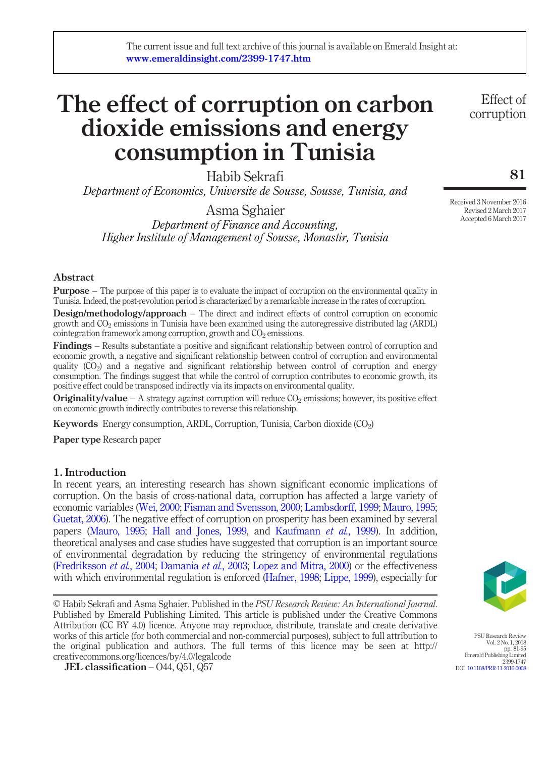The current issue and full text archive of this journal is available on Emerald Insight at: www.emeraldinsight.com/2399-1747.htm

# The effect of corruption on carbon dioxide emissions and energy consumption in Tunisia

Habib Sekrafi

*Department of Economics, Universite de Sousse, Sousse, Tunisia, and*

Asma Sghaier

*Department of Finance and Accounting, Higher Institute of Management of Sousse, Monastir, Tunisia*

Received 3 November 2016
Revised 2 March 2017
Accepted 6 March 2017

## Abstract

**Purpose** – The purpose of this paper is to evaluate the impact of corruption on the environmental quality in Tunisia. Indeed, the post-revolution period is characterized by a remarkable increase in the rates of corruption.

**Design/methodology/approach** – The direct and indirect effects of control corruption on economic growth and $CO_2$ emissions in Tunisia have been examined using the autoregressive distributed lag (ARDL) cointegration framework among corruption, growth and $CO_2$ emissions.

**Findings** – Results substantiate a positive and significant relationship between control of corruption and economic growth, a negative and significant relationship between control of corruption and environmental quality ($CO_2$) and a negative and significant relationship between control of corruption and energy consumption. The findings suggest that while the control of corruption contributes to economic growth, its positive effect could be transposed indirectly via its impacts on environmental quality.

**Originality/value** – A strategy against corruption will reduce $CO_2$ emissions; however, its positive effect on economic growth indirectly contributes to reverse this relationship.

**Keywords** Energy consumption, ARDL, Corruption, Tunisia, Carbon dioxide ($CO_2$)

**Paper type** Research paper

## 1. Introduction

In recent years, an interesting research has shown significant economic implications of corruption. On the basis of cross-national data, corruption has affected a large variety of economic variables (Wei, 2000; Fisman and Svensson, 2000; Lambsdorff, 1999; Mauro, 1995; Guetat, 2006). The negative effect of corruption on prosperity has been examined by several papers (Mauro, 1995; Hall and Jones, 1999, and Kaufmann *et al.*, 1999). In addition, theoretical analyses and case studies have suggested that corruption is an important source of environmental degradation by reducing the stringency of environmental regulations (Fredriksson *et al.*, 2004; Damania *et al.*, 2003; Lopez and Mitra, 2000) or the effectiveness with which environmental regulation is enforced (Hafner, 1998; Lippe, 1999), especially for

© Habib Sekrafi and Asma Sghaier. Published in the *PSU Research Review: An International Journal*. Published by Emerald Publishing Limited. This article is published under the Creative Commons Attribution (CC BY 4.0) licence. Anyone may reproduce, distribute, translate and create derivative works of this article (for both commercial and non-commercial purposes), subject to full attribution to the original publication and authors. The full terms of this licence may be seen at http://creativecommons.org/licences/by/4.0/legalcode

**JEL classification** – O44, Q51, Q57

DOI 10.1108/PRR-11-2016-0008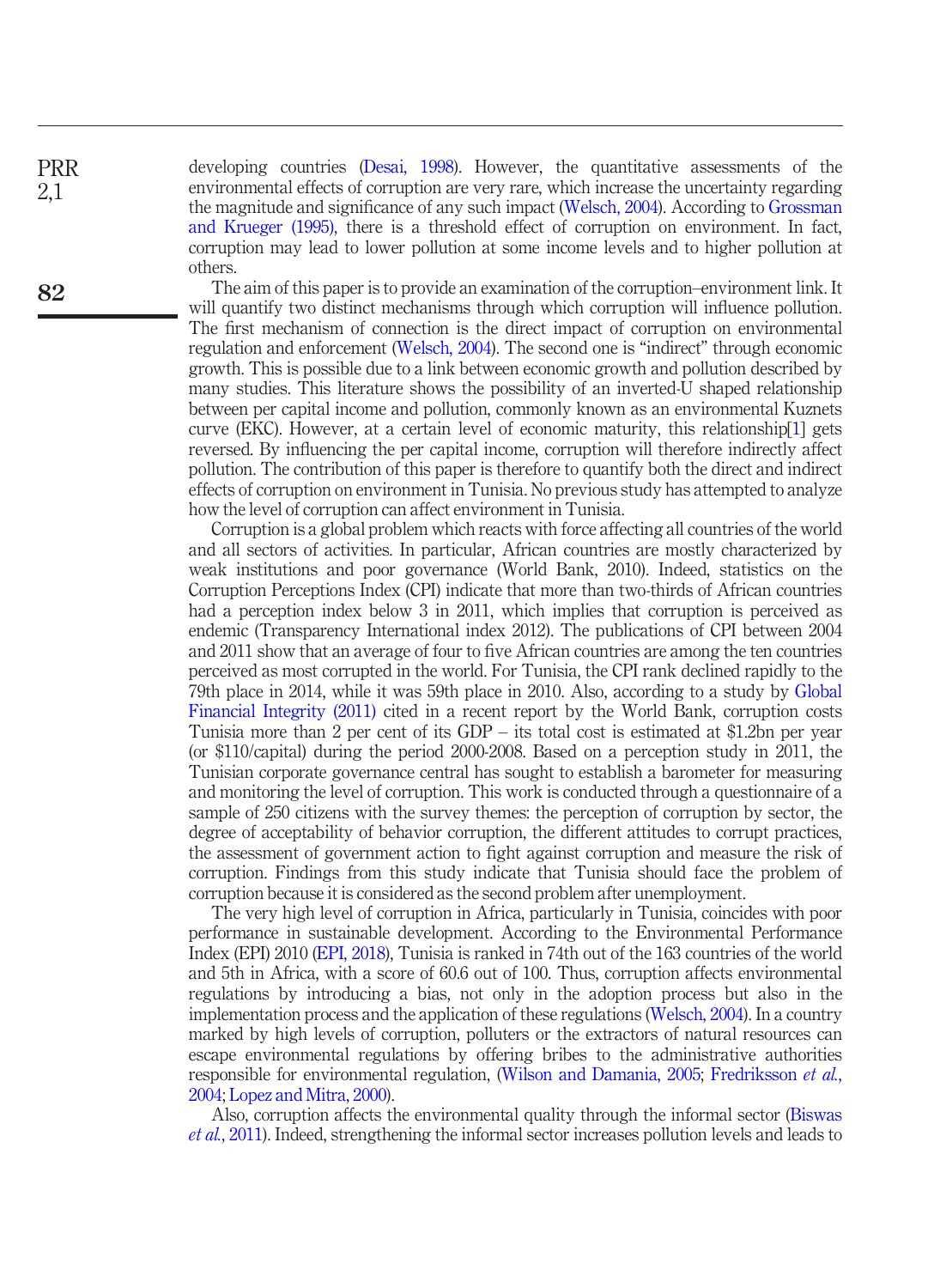developing countries (Desai, 1998). However, the quantitative assessments of the environmental effects of corruption are very rare, which increase the uncertainty regarding the magnitude and significance of any such impact (Welsch, 2004). According to Grossman and Krueger (1995), there is a threshold effect of corruption on environment. In fact, corruption may lead to lower pollution at some income levels and to higher pollution at others.

The aim of this paper is to provide an examination of the corruption–environment link. It will quantify two distinct mechanisms through which corruption will influence pollution. The first mechanism of connection is the direct impact of corruption on environmental regulation and enforcement (Welsch, 2004). The second one is "indirect" through economic growth. This is possible due to a link between economic growth and pollution described by many studies. This literature shows the possibility of an inverted-U shaped relationship between per capital income and pollution, commonly known as an environmental Kuznets curve (EKC). However, at a certain level of economic maturity, this relationship[1] gets reversed. By influencing the per capital income, corruption will therefore indirectly affect pollution. The contribution of this paper is therefore to quantify both the direct and indirect effects of corruption on environment in Tunisia. No previous study has attempted to analyze how the level of corruption can affect environment in Tunisia.

Corruption is a global problem which reacts with force affecting all countries of the world and all sectors of activities. In particular, African countries are mostly characterized by weak institutions and poor governance (World Bank, 2010). Indeed, statistics on the Corruption Perceptions Index (CPI) indicate that more than two-thirds of African countries had a perception index below 3 in 2011, which implies that corruption is perceived as endemic (Transparency International index 2012). The publications of CPI between 2004 and 2011 show that an average of four to five African countries are among the ten countries perceived as most corrupted in the world. For Tunisia, the CPI rank declined rapidly to the 79th place in 2014, while it was 59th place in 2010. Also, according to a study by Global Financial Integrity (2011) cited in a recent report by the World Bank, corruption costs Tunisia more than 2 per cent of its GDP – its total cost is estimated at $1.2bn per year (or $110/capital) during the period 2000-2008. Based on a perception study in 2011, the Tunisian corporate governance central has sought to establish a barometer for measuring and monitoring the level of corruption. This work is conducted through a questionnaire of a sample of 250 citizens with the survey themes: the perception of corruption by sector, the degree of acceptability of behavior corruption, the different attitudes to corrupt practices, the assessment of government action to fight against corruption and measure the risk of corruption. Findings from this study indicate that Tunisia should face the problem of corruption because it is considered as the second problem after unemployment.

The very high level of corruption in Africa, particularly in Tunisia, coincides with poor performance in sustainable development. According to the Environmental Performance Index (EPI) 2010 (EPI, 2018), Tunisia is ranked in 74th out of the 163 countries of the world and 5th in Africa, with a score of 60.6 out of 100. Thus, corruption affects environmental regulations by introducing a bias, not only in the adoption process but also in the implementation process and the application of these regulations (Welsch, 2004). In a country marked by high levels of corruption, polluters or the extractors of natural resources can escape environmental regulations by offering bribes to the administrative authorities responsible for environmental regulation, (Wilson and Damania, 2005; Fredriksson *et al.*, 2004; Lopez and Mitra, 2000).

Also, corruption affects the environmental quality through the informal sector (Biswas *et al.*, 2011). Indeed, strengthening the informal sector increases pollution levels and leads to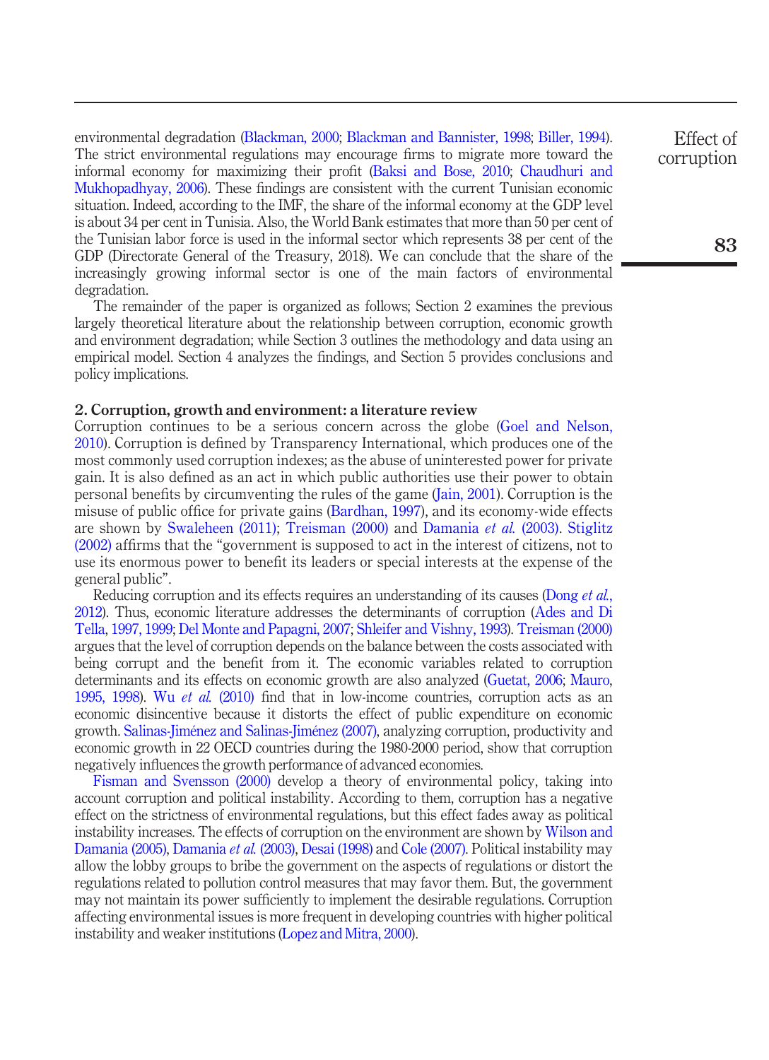environmental degradation (Blackman, 2000; Blackman and Bannister, 1998; Biller, 1994). The strict environmental regulations may encourage firms to migrate more toward the informal economy for maximizing their profit (Baksi and Bose, 2010; Chaudhuri and Mukhopadhyay, 2006). These findings are consistent with the current Tunisian economic situation. Indeed, according to the IMF, the share of the informal economy at the GDP level is about 34 per cent in Tunisia. Also, the World Bank estimates that more than 50 per cent of the Tunisian labor force is used in the informal sector which represents 38 per cent of the GDP (Directorate General of the Treasury, 2018). We can conclude that the share of the increasingly growing informal sector is one of the main factors of environmental degradation.

The remainder of the paper is organized as follows; Section 2 examines the previous largely theoretical literature about the relationship between corruption, economic growth and environment degradation; while Section 3 outlines the methodology and data using an empirical model. Section 4 analyzes the findings, and Section 5 provides conclusions and policy implications.

## 2. Corruption, growth and environment: a literature review

Corruption continues to be a serious concern across the globe (Goel and Nelson, 2010). Corruption is defined by Transparency International, which produces one of the most commonly used corruption indexes; as the abuse of uninterested power for private gain. It is also defined as an act in which public authorities use their power to obtain personal benefits by circumventing the rules of the game (Jain, 2001). Corruption is the misuse of public office for private gains (Bardhan, 1997), and its economy-wide effects are shown by Swaleheen (2011); Treisman (2000) and Damania *et al.* (2003). Stiglitz (2002) affirms that the "government is supposed to act in the interest of citizens, not to use its enormous power to benefit its leaders or special interests at the expense of the general public".

Reducing corruption and its effects requires an understanding of its causes (Dong *et al.*, 2012). Thus, economic literature addresses the determinants of corruption (Ades and Di Tella, 1997, 1999; Del Monte and Papagni, 2007; Shleifer and Vishny, 1993). Treisman (2000) argues that the level of corruption depends on the balance between the costs associated with being corrupt and the benefit from it. The economic variables related to corruption determinants and its effects on economic growth are also analyzed (Guetat, 2006; Mauro, 1995, 1998). Wu *et al.* (2010) find that in low-income countries, corruption acts as an economic disincentive because it distorts the effect of public expenditure on economic growth. Salinas-Jiménez and Salinas-Jiménez (2007), analyzing corruption, productivity and economic growth in 22 OECD countries during the 1980-2000 period, show that corruption negatively influences the growth performance of advanced economies.

Fisman and Svensson (2000) develop a theory of environmental policy, taking into account corruption and political instability. According to them, corruption has a negative effect on the strictness of environmental regulations, but this effect fades away as political instability increases. The effects of corruption on the environment are shown by Wilson and Damania (2005), Damania *et al.* (2003), Desai (1998) and Cole (2007). Political instability may allow the lobby groups to bribe the government on the aspects of regulations or distort the regulations related to pollution control measures that may favor them. But, the government may not maintain its power sufficiently to implement the desirable regulations. Corruption affecting environmental issues is more frequent in developing countries with higher political instability and weaker institutions (Lopez and Mitra, 2000).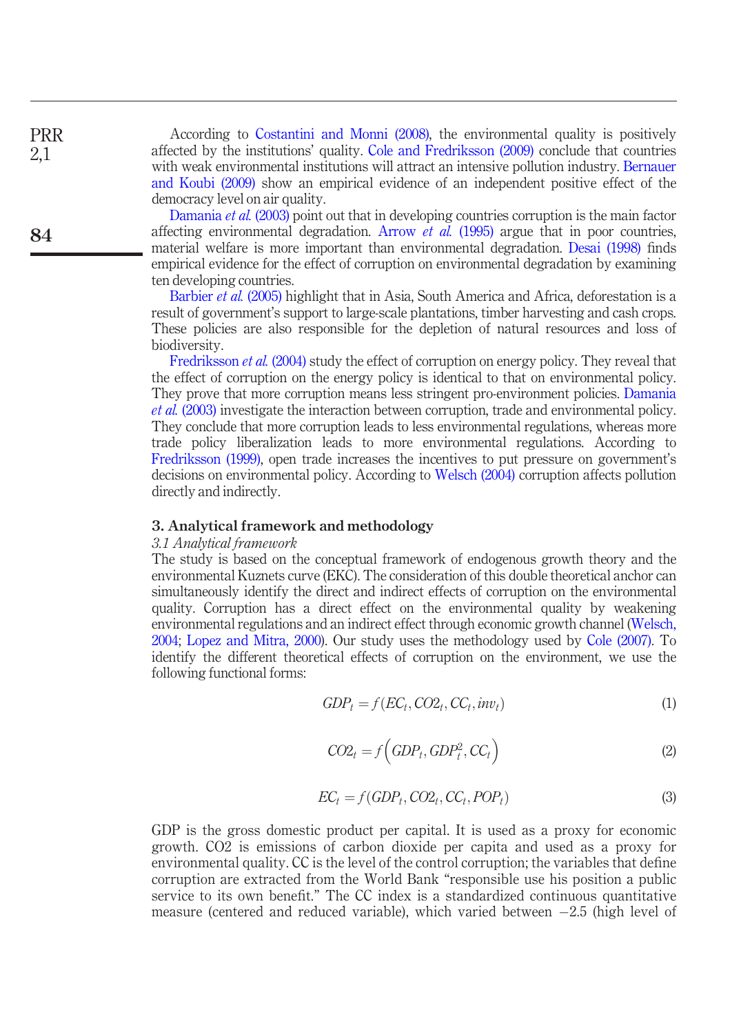According to Costantini and Monni (2008), the environmental quality is positively affected by the institutions' quality. Cole and Fredriksson (2009) conclude that countries with weak environmental institutions will attract an intensive pollution industry. Bernauer and Koubi (2009) show an empirical evidence of an independent positive effect of the democracy level on air quality.

Damania *et al.* (2003) point out that in developing countries corruption is the main factor affecting environmental degradation. Arrow *et al.* (1995) argue that in poor countries, material welfare is more important than environmental degradation. Desai (1998) finds empirical evidence for the effect of corruption on environmental degradation by examining ten developing countries.

Barbier *et al.* (2005) highlight that in Asia, South America and Africa, deforestation is a result of government's support to large-scale plantations, timber harvesting and cash crops. These policies are also responsible for the depletion of natural resources and loss of biodiversity.

Fredriksson *et al.* (2004) study the effect of corruption on energy policy. They reveal that the effect of corruption on the energy policy is identical to that on environmental policy. They prove that more corruption means less stringent pro-environment policies. Damania *et al.* (2003) investigate the interaction between corruption, trade and environmental policy. They conclude that more corruption leads to less environmental regulations, whereas more trade policy liberalization leads to more environmental regulations. According to Fredriksson (1999), open trade increases the incentives to put pressure on government's decisions on environmental policy. According to Welsch (2004) corruption affects pollution directly and indirectly.

## 3. Analytical framework and methodology

### *3.1 Analytical framework*

The study is based on the conceptual framework of endogenous growth theory and the environmental Kuznets curve (EKC). The consideration of this double theoretical anchor can simultaneously identify the direct and indirect effects of corruption on the environmental quality. Corruption has a direct effect on the environmental quality by weakening environmental regulations and an indirect effect through economic growth channel (Welsch, 2004; Lopez and Mitra, 2000). Our study uses the methodology used by Cole (2007). To identify the different theoretical effects of corruption on the environment, we use the following functional forms:

$$GDP_t = f(EC_t, CO2_t, CC_t, inv_t) \tag{1}$$

$$CO2_t = f\left(GDP_t, GDP_t^2, CC_t\right) \tag{2}$$

$$EC_t = f(GDP_t, CO2_t, CC_t, POP_t) \tag{3}$$

GDP is the gross domestic product per capital. It is used as a proxy for economic growth. CO2 is emissions of carbon dioxide per capita and used as a proxy for environmental quality. CC is the level of the control corruption; the variables that define corruption are extracted from the World Bank "responsible use his position a public service to its own benefit." The CC index is a standardized continuous quantitative measure (centered and reduced variable), which varied between −2.5 (high level of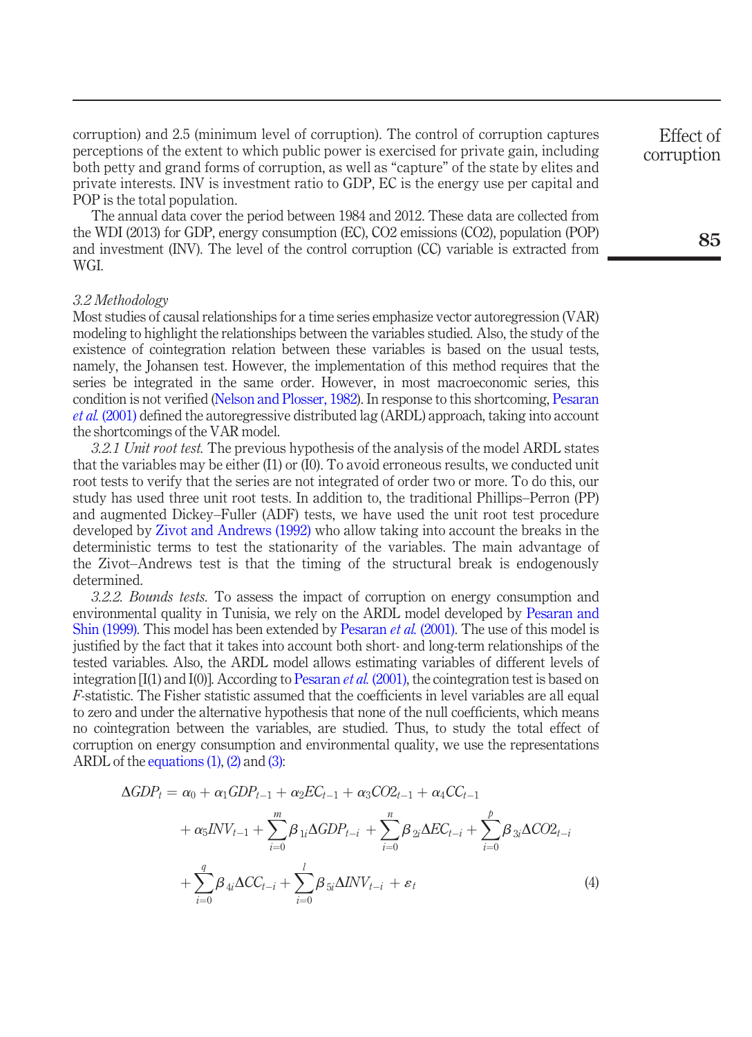corruption) and 2.5 (minimum level of corruption). The control of corruption captures perceptions of the extent to which public power is exercised for private gain, including both petty and grand forms of corruption, as well as "capture" of the state by elites and private interests. INV is investment ratio to GDP, EC is the energy use per capital and POP is the total population.

The annual data cover the period between 1984 and 2012. These data are collected from the WDI (2013) for GDP, energy consumption (EC), CO2 emissions (CO2), population (POP) and investment (INV). The level of the control corruption (CC) variable is extracted from WGI.

### *3.2 Methodology*

Most studies of causal relationships for a time series emphasize vector autoregression (VAR) modeling to highlight the relationships between the variables studied. Also, the study of the existence of cointegration relation between these variables is based on the usual tests, namely, the Johansen test. However, the implementation of this method requires that the series be integrated in the same order. However, in most macroeconomic series, this condition is not verified (Nelson and Plosser, 1982). In response to this shortcoming, Pesaran *et al.* (2001) defined the autoregressive distributed lag (ARDL) approach, taking into account the shortcomings of the VAR model.

*3.2.1 Unit root test.* The previous hypothesis of the analysis of the model ARDL states that the variables may be either (I1) or (I0). To avoid erroneous results, we conducted unit root tests to verify that the series are not integrated of order two or more. To do this, our study has used three unit root tests. In addition to, the traditional Phillips–Perron (PP) and augmented Dickey–Fuller (ADF) tests, we have used the unit root test procedure developed by Zivot and Andrews (1992) who allow taking into account the breaks in the deterministic terms to test the stationarity of the variables. The main advantage of the Zivot–Andrews test is that the timing of the structural break is endogenously determined.

*3.2.2. Bounds tests.* To assess the impact of corruption on energy consumption and environmental quality in Tunisia, we rely on the ARDL model developed by Pesaran and Shin (1999). This model has been extended by Pesaran *et al.* (2001). The use of this model is justified by the fact that it takes into account both short- and long-term relationships of the tested variables. Also, the ARDL model allows estimating variables of different levels of integration [I(1) and I(0)]. According to Pesaran *et al.* (2001), the cointegration test is based on *F*-statistic. The Fisher statistic assumed that the coefficients in level variables are all equal to zero and under the alternative hypothesis that none of the null coefficients, which means no cointegration between the variables, are studied. Thus, to study the total effect of corruption on energy consumption and environmental quality, we use the representations ARDL of the equations (1), (2) and (3):

$$\Delta GDP_t = \alpha_0 + \alpha_1 GDP_{t-1} + \alpha_2 EC_{t-1} + \alpha_3 CO2_{t-1} + \alpha_4 CC_{t-1} + \alpha_5 INV_{t-1} + \sum_{i=0}^{m} \beta_{1i} \Delta GDP_{t-i} + \sum_{i=0}^{n} \beta_{2i} \Delta EC_{t-i} + \sum_{i=0}^{p} \beta_{3i} \Delta CO2_{t-i} + \sum_{i=0}^{q} \beta_{4i} \Delta CC_{t-i} + \sum_{i=0}^{l} \beta_{5i} \Delta INV_{t-i} + \varepsilon_t \quad (4)$$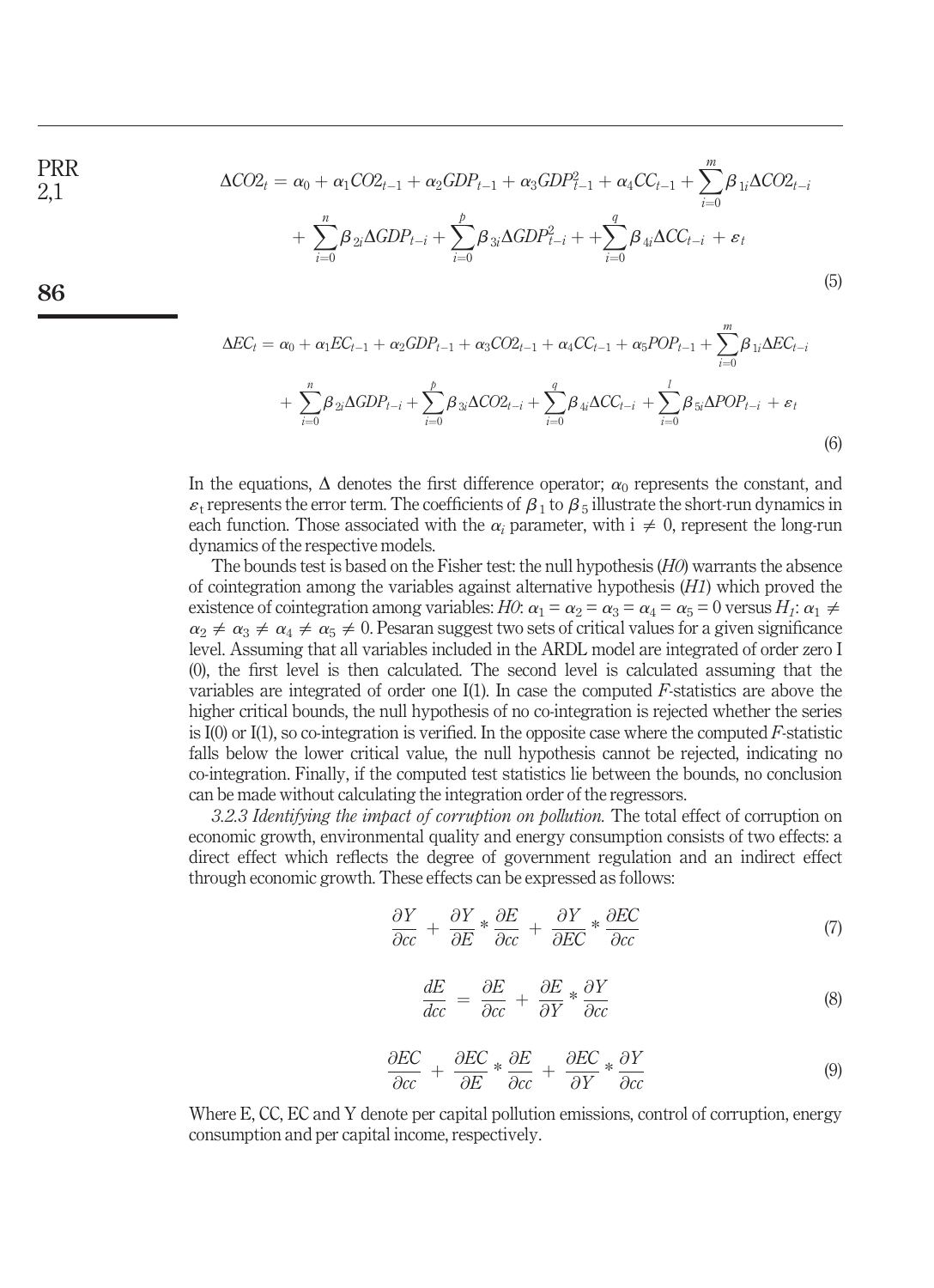$$\Delta CO2_t = \alpha_0 + \alpha_1 CO2_{t-1} + \alpha_2 GDP_{t-1} + \alpha_3 GDP^2_{t-1} + \alpha_4 CC_{t-1} + \sum_{i=0}^{m} \beta_{1i} \Delta CO2_{t-i} + \sum_{i=0}^{n} \beta_{2i} \Delta GDP_{t-i} + \sum_{i=0}^{p} \beta_{3i} \Delta GDP^2_{t-i} + + \sum_{i=0}^{q} \beta_{4i} \Delta CC_{t-i} + \varepsilon_t \tag{5}$$

$$\Delta EC_t = \alpha_0 + \alpha_1 EC_{t-1} + \alpha_2 GDP_{t-1} + \alpha_3 CO2_{t-1} + \alpha_4 CC_{t-1} + \alpha_5 POP_{t-1} + \sum_{i=0}^{m} \beta_{1i} \Delta EC_{t-i} + \sum_{i=0}^{n} \beta_{2i} \Delta GDP_{t-i} + \sum_{i=0}^{p} \beta_{3i} \Delta CO2_{t-i} + \sum_{i=0}^{q} \beta_{4i} \Delta CC_{t-i} + \sum_{i=0}^{l} \beta_{5i} \Delta POP_{t-i} + \varepsilon_t \tag{6}$$

In the equations, $\Delta$ denotes the first difference operator; $\alpha_0$ represents the constant, and $\varepsilon_t$ represents the error term. The coefficients of $\beta_1$ to $\beta_5$ illustrate the short-run dynamics in each function. Those associated with the $\alpha_i$ parameter, with $i \neq 0$, represent the long-run dynamics of the respective models.

The bounds test is based on the Fisher test: the null hypothesis (*H0*) warrants the absence of cointegration among the variables against alternative hypothesis (*H1*) which proved the existence of cointegration among variables: *H0*: $\alpha_1 = \alpha_2 = \alpha_3 = \alpha_4 = \alpha_5 = 0$ versus $H_1$: $\alpha_1 \neq \alpha_2 \neq \alpha_3 \neq \alpha_4 \neq \alpha_5 \neq 0$. Pesaran suggest two sets of critical values for a given significance level. Assuming that all variables included in the ARDL model are integrated of order zero I (0), the first level is then calculated. The second level is calculated assuming that the variables are integrated of order one I(1). In case the computed *F*-statistics are above the higher critical bounds, the null hypothesis of no co-integration is rejected whether the series is I(0) or I(1), so co-integration is verified. In the opposite case where the computed *F*-statistic falls below the lower critical value, the null hypothesis cannot be rejected, indicating no co-integration. Finally, if the computed test statistics lie between the bounds, no conclusion can be made without calculating the integration order of the regressors.

*3.2.3 Identifying the impact of corruption on pollution.* The total effect of corruption on economic growth, environmental quality and energy consumption consists of two effects: a direct effect which reflects the degree of government regulation and an indirect effect through economic growth. These effects can be expressed as follows:

$$\frac{\partial Y}{\partial cc} + \frac{\partial Y}{\partial E} * \frac{\partial E}{\partial cc} + \frac{\partial Y}{\partial EC} * \frac{\partial EC}{\partial cc} \tag{7}$$

$$\frac{dE}{dcc} = \frac{\partial E}{\partial cc} + \frac{\partial E}{\partial Y} * \frac{\partial Y}{\partial cc} \tag{8}$$

$$\frac{\partial EC}{\partial cc} + \frac{\partial EC}{\partial E} * \frac{\partial E}{\partial cc} + \frac{\partial EC}{\partial Y} * \frac{\partial Y}{\partial cc} \tag{9}$$

Where E, CC, EC and Y denote per capital pollution emissions, control of corruption, energy consumption and per capital income, respectively.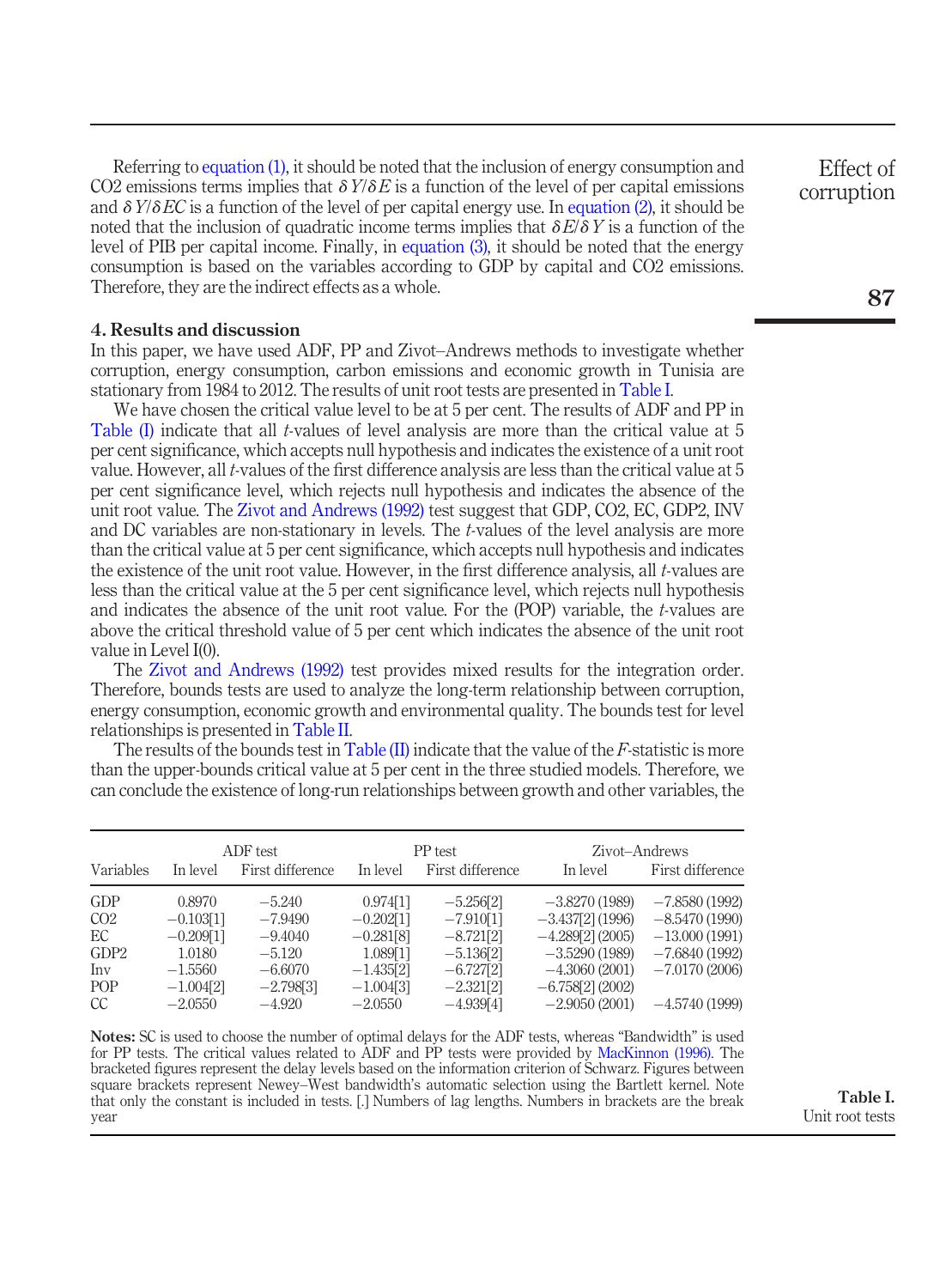Referring to equation (1), it should be noted that the inclusion of energy consumption and CO2 emissions terms implies that $\delta Y/\delta E$ is a function of the level of per capital emissions and $\delta Y/\delta EC$ is a function of the level of per capital energy use. In equation (2), it should be noted that the inclusion of quadratic income terms implies that $\delta E/\delta Y$ is a function of the level of PIB per capital income. Finally, in equation (3), it should be noted that the energy consumption is based on the variables according to GDP by capital and CO2 emissions. Therefore, they are the indirect effects as a whole.

## 4. Results and discussion

In this paper, we have used ADF, PP and Zivot–Andrews methods to investigate whether corruption, energy consumption, carbon emissions and economic growth in Tunisia are stationary from 1984 to 2012. The results of unit root tests are presented in Table I.

We have chosen the critical value level to be at 5 per cent. The results of ADF and PP in Table (I) indicate that all *t*-values of level analysis are more than the critical value at 5 per cent significance, which accepts null hypothesis and indicates the existence of a unit root value. However, all *t*-values of the first difference analysis are less than the critical value at 5 per cent significance level, which rejects null hypothesis and indicates the absence of the unit root value. The Zivot and Andrews (1992) test suggest that GDP, CO2, EC, GDP2, INV and DC variables are non-stationary in levels. The *t*-values of the level analysis are more than the critical value at 5 per cent significance, which accepts null hypothesis and indicates the existence of the unit root value. However, in the first difference analysis, all *t*-values are less than the critical value at the 5 per cent significance level, which rejects null hypothesis and indicates the absence of the unit root value. For the (POP) variable, the *t*-values are above the critical threshold value of 5 per cent which indicates the absence of the unit root value in Level I(0).

The Zivot and Andrews (1992) test provides mixed results for the integration order. Therefore, bounds tests are used to analyze the long-term relationship between corruption, energy consumption, economic growth and environmental quality. The bounds test for level relationships is presented in Table II.

The results of the bounds test in Table (II) indicate that the value of the *F*-statistic is more than the upper-bounds critical value at 5 per cent in the three studied models. Therefore, we can conclude the existence of long-run relationships between growth and other variables, the

| Variables | ADF test In level | ADF test First difference | PP test In level | PP test First difference | Zivot–Andrews In level | Zivot–Andrews First difference |
|---|---|---|---|---|---|---|
| GDP | 0.8970 | −5.240 | 0.974[1] | −5.256[2] | −3.8270 (1989) | −7.8580 (1992) |
| CO2 | −0.103[1] | −7.9490 | −0.202[1] | −7.910[1] | −3.437[2] (1996) | −8.5470 (1990) |
| EC | −0.209[1] | −9.4040 | −0.281[8] | −8.721[2] | −4.289[2] (2005) | −13.000 (1991) |
| GDP2 | 1.0180 | −5.120 | 1.089[1] | −5.136[2] | −3.5290 (1989) | −7.6840 (1992) |
| Inv | −1.5560 | −6.6070 | −1.435[2] | −6.727[2] | −4.3060 (2001) | −7.0170 (2006) |
| POP | −1.004[2] | −2.798[3] | −1.004[3] | −2.321[2] | −6.758[2] (2002) | |
| CC | −2.0550 | −4.920 | −2.0550 | −4.939[4] | −2.9050 (2001) | −4.5740 (1999) |

**Notes:** SC is used to choose the number of optimal delays for the ADF tests, whereas "Bandwidth" is used for PP tests. The critical values related to ADF and PP tests were provided by MacKinnon (1996). The bracketed figures represent the delay levels based on the information criterion of Schwarz. Figures between square brackets represent Newey–West bandwidth's automatic selection using the Bartlett kernel. Note that only the constant is included in tests. [.] Numbers of lag lengths. Numbers in brackets are the break year

**Table I.** Unit root tests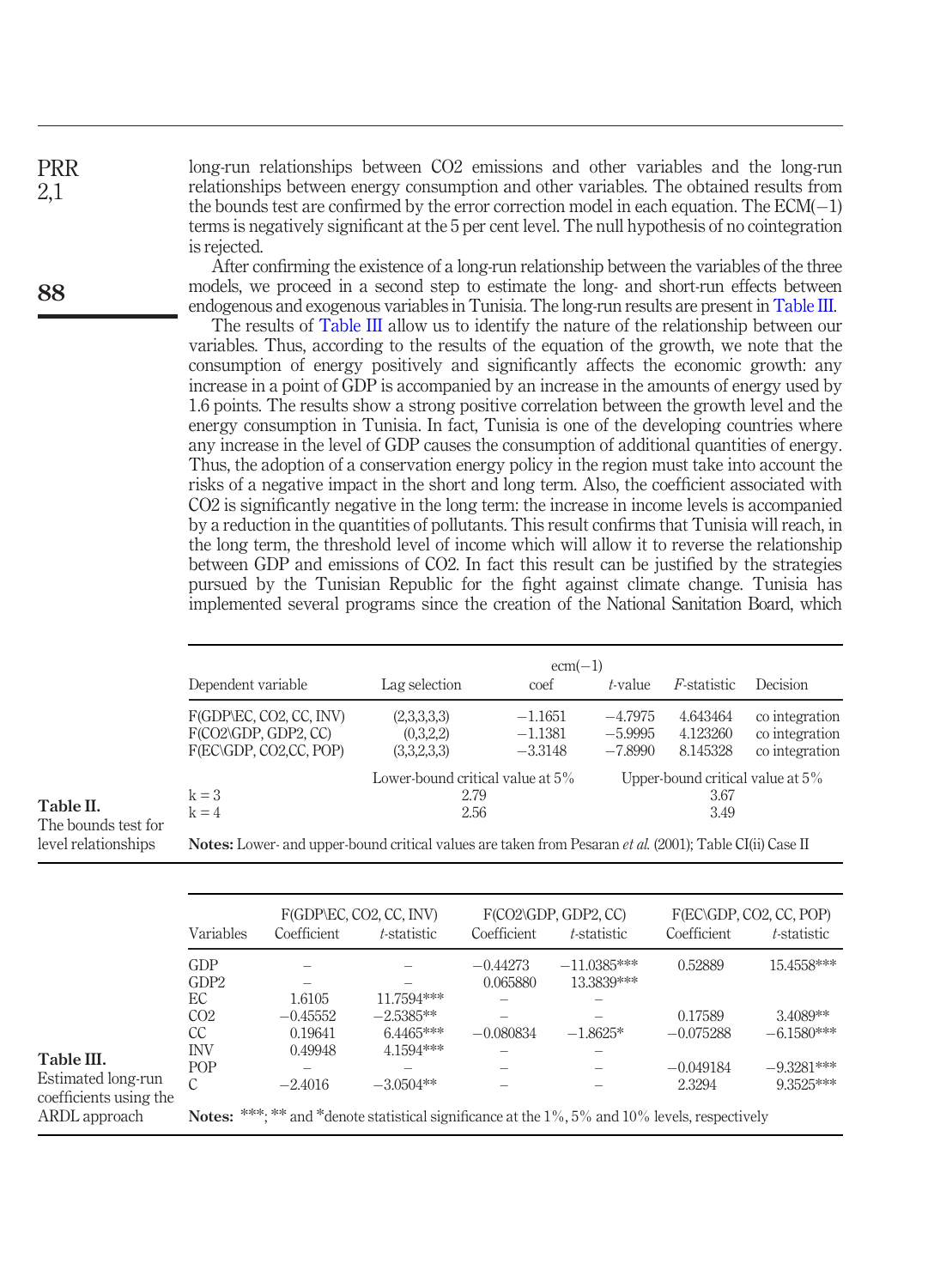long-run relationships between $CO_2$ emissions and other variables and the long-run relationships between energy consumption and other variables. The obtained results from the bounds test are confirmed by the error correction model in each equation. The ECM(−1) terms is negatively significant at the 5 per cent level. The null hypothesis of no cointegration is rejected.

After confirming the existence of a long-run relationship between the variables of the three models, we proceed in a second step to estimate the long- and short-run effects between endogenous and exogenous variables in Tunisia. The long-run results are present in Table III.

The results of Table III allow us to identify the nature of the relationship between our variables. Thus, according to the results of the equation of the growth, we note that the consumption of energy positively and significantly affects the economic growth: any increase in a point of GDP is accompanied by an increase in the amounts of energy used by 1.6 points. The results show a strong positive correlation between the growth level and the energy consumption in Tunisia. In fact, Tunisia is one of the developing countries where any increase in the level of GDP causes the consumption of additional quantities of energy. Thus, the adoption of a conservation energy policy in the region must take into account the risks of a negative impact in the short and long term. Also, the coefficient associated with $CO_2$ is significantly negative in the long term: the increase in income levels is accompanied by a reduction in the quantities of pollutants. This result confirms that Tunisia will reach, in the long term, the threshold level of income which will allow it to reverse the relationship between GDP and emissions of $CO_2$. In fact this result can be justified by the strategies pursued by the Tunisian Republic for the fight against climate change. Tunisia has implemented several programs since the creation of the National Sanitation Board, which

**Table II.** The bounds test for level relationships

| Dependent variable | Lag selection | ecm(−1) coef | ecm(−1) *t*-value | *F*-statistic | Decision |
|---|---|---|---|---|---|
| F(GDP\EC, CO2, CC, INV) | (2,3,3,3,3) | −1.1651 | −4.7975 | 4.643464 | co integration |
| F(CO2\GDP, GDP2, CC) | (0,3,2,2) | −1.1381 | −5.9995 | 4.123260 | co integration |
| F(EC\GDP, CO2,CC, POP) | (3,3,2,3,3) | −3.3148 | −7.8990 | 8.145328 | co integration |
| | Lower-bound critical value at 5% | | Upper-bound critical value at 5% | | |
| k = 3 | 2.79 | | 3.67 | | |
| k = 4 | 2.56 | | 3.49 | | |

**Notes:** Lower- and upper-bound critical values are taken from Pesaran *et al.* (2001); Table CI(ii) Case II

**Table III.** Estimated long-run coefficients using the ARDL approach

| Variables | F(GDP\EC, CO2, CC, INV) Coefficient | *t*-statistic | F(CO2\GDP, GDP2, CC) Coefficient | *t*-statistic | F(EC\GDP, CO2, CC, POP) Coefficient | *t*-statistic |
|---|---|---|---|---|---|---|
| GDP | – | – | −0.44273 | −11.0385*** | 0.52889 | 15.4558*** |
| GDP2 | – | – | 0.065880 | 13.3839*** | | |
| EC | 1.6105 | 11.7594*** | – | – | | |
| CO2 | −0.45552 | −2.5385** | – | – | 0.17589 | 3.4089** |
| CC | 0.19641 | 6.4465*** | −0.080834 | −1.8625* | −0.075288 | −6.1580*** |
| INV | 0.49948 | 4.1594*** | – | – | | |
| POP | – | – | – | – | −0.049184 | −9.3281*** |
| C | −2.4016 | −3.0504** | – | – | 2.3294 | 9.3525*** |

**Notes:** ***; ** and *denote statistical significance at the 1%, 5% and 10% levels, respectively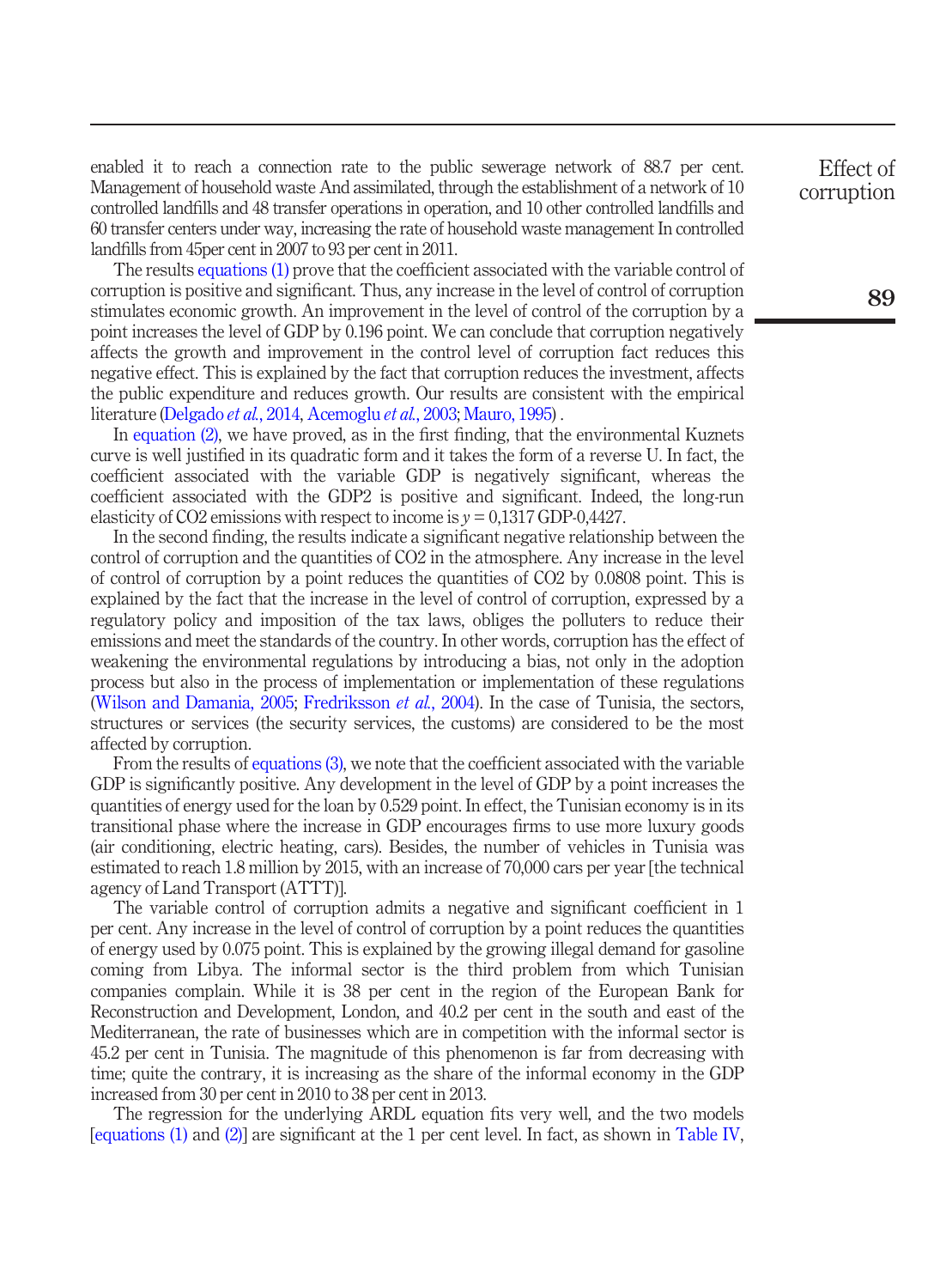enabled it to reach a connection rate to the public sewerage network of 88.7 per cent. Management of household waste And assimilated, through the establishment of a network of 10 controlled landfills and 48 transfer operations in operation, and 10 other controlled landfills and 60 transfer centers under way, increasing the rate of household waste management In controlled landfills from 45per cent in 2007 to 93 per cent in 2011.

The results equations (1) prove that the coefficient associated with the variable control of corruption is positive and significant. Thus, any increase in the level of control of corruption stimulates economic growth. An improvement in the level of control of the corruption by a point increases the level of GDP by 0.196 point. We can conclude that corruption negatively affects the growth and improvement in the control level of corruption fact reduces this negative effect. This is explained by the fact that corruption reduces the investment, affects the public expenditure and reduces growth. Our results are consistent with the empirical literature (Delgado *et al.*, 2014, Acemoglu *et al.*, 2003; Mauro, 1995) .

In equation (2), we have proved, as in the first finding, that the environmental Kuznets curve is well justified in its quadratic form and it takes the form of a reverse U. In fact, the coefficient associated with the variable GDP is negatively significant, whereas the coefficient associated with the GDP2 is positive and significant. Indeed, the long-run elasticity of $CO_2$ emissions with respect to income is $y$ = 0,1317 GDP-0,4427.

In the second finding, the results indicate a significant negative relationship between the control of corruption and the quantities of $CO_2$ in the atmosphere. Any increase in the level of control of corruption by a point reduces the quantities of $CO_2$ by 0.0808 point. This is explained by the fact that the increase in the level of control of corruption, expressed by a regulatory policy and imposition of the tax laws, obliges the polluters to reduce their emissions and meet the standards of the country. In other words, corruption has the effect of weakening the environmental regulations by introducing a bias, not only in the adoption process but also in the process of implementation or implementation of these regulations (Wilson and Damania, 2005; Fredriksson *et al.*, 2004). In the case of Tunisia, the sectors, structures or services (the security services, the customs) are considered to be the most affected by corruption.

From the results of equations (3), we note that the coefficient associated with the variable GDP is significantly positive. Any development in the level of GDP by a point increases the quantities of energy used for the loan by 0.529 point. In effect, the Tunisian economy is in its transitional phase where the increase in GDP encourages firms to use more luxury goods (air conditioning, electric heating, cars). Besides, the number of vehicles in Tunisia was estimated to reach 1.8 million by 2015, with an increase of 70,000 cars per year [the technical agency of Land Transport (ATTT)].

The variable control of corruption admits a negative and significant coefficient in 1 per cent. Any increase in the level of control of corruption by a point reduces the quantities of energy used by 0.075 point. This is explained by the growing illegal demand for gasoline coming from Libya. The informal sector is the third problem from which Tunisian companies complain. While it is 38 per cent in the region of the European Bank for Reconstruction and Development, London, and 40.2 per cent in the south and east of the Mediterranean, the rate of businesses which are in competition with the informal sector is 45.2 per cent in Tunisia. The magnitude of this phenomenon is far from decreasing with time; quite the contrary, it is increasing as the share of the informal economy in the GDP increased from 30 per cent in 2010 to 38 per cent in 2013.

The regression for the underlying ARDL equation fits very well, and the two models [equations (1) and (2)] are significant at the 1 per cent level. In fact, as shown in Table IV,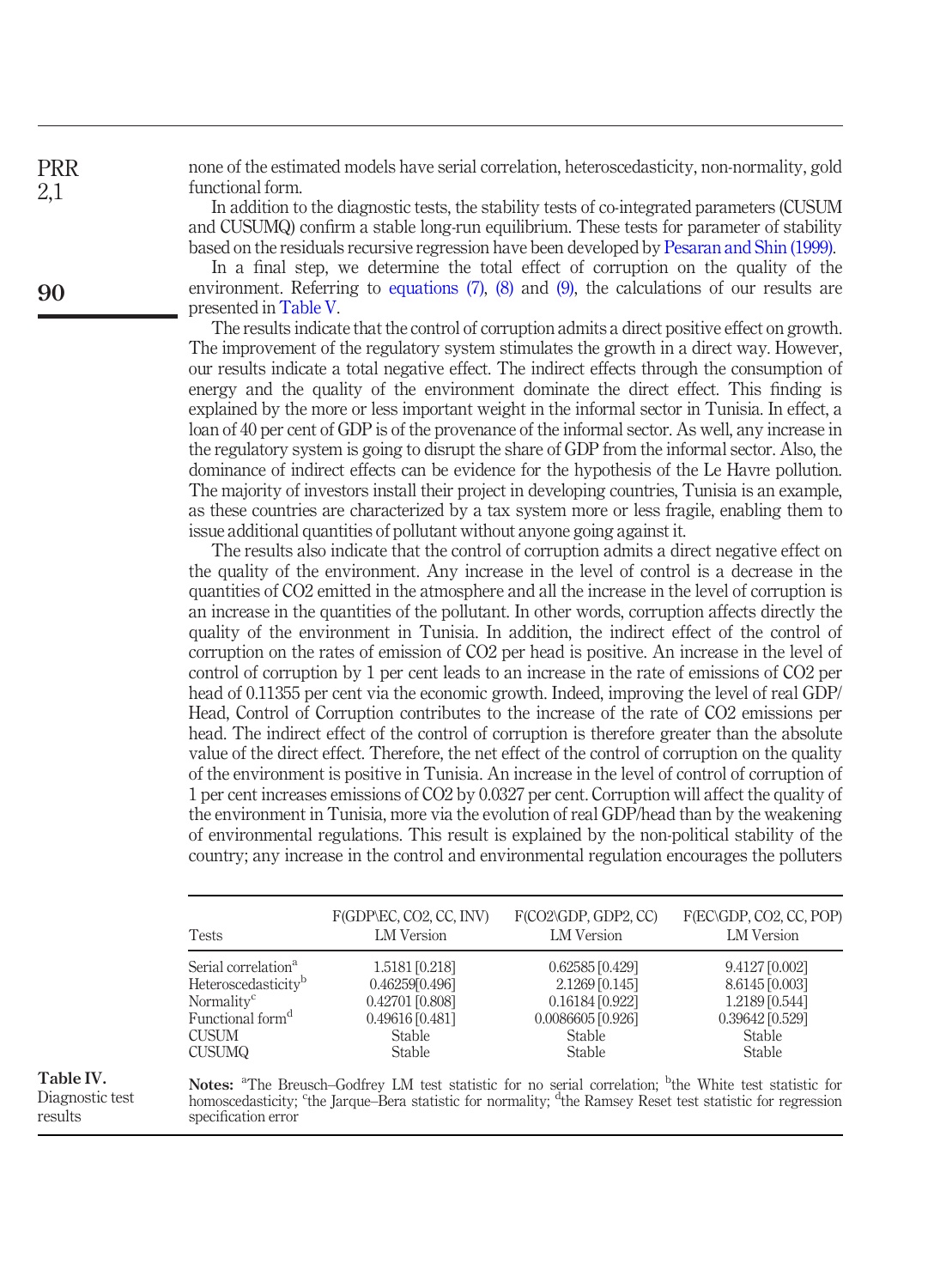none of the estimated models have serial correlation, heteroscedasticity, non-normality, gold functional form.

In addition to the diagnostic tests, the stability tests of co-integrated parameters (CUSUM and CUSUMQ) confirm a stable long-run equilibrium. These tests for parameter of stability based on the residuals recursive regression have been developed by Pesaran and Shin (1999).

In a final step, we determine the total effect of corruption on the quality of the environment. Referring to equations (7), (8) and (9), the calculations of our results are presented in Table V.

The results indicate that the control of corruption admits a direct positive effect on growth. The improvement of the regulatory system stimulates the growth in a direct way. However, our results indicate a total negative effect. The indirect effects through the consumption of energy and the quality of the environment dominate the direct effect. This finding is explained by the more or less important weight in the informal sector in Tunisia. In effect, a loan of 40 per cent of GDP is of the provenance of the informal sector. As well, any increase in the regulatory system is going to disrupt the share of GDP from the informal sector. Also, the dominance of indirect effects can be evidence for the hypothesis of the Le Havre pollution. The majority of investors install their project in developing countries, Tunisia is an example, as these countries are characterized by a tax system more or less fragile, enabling them to issue additional quantities of pollutant without anyone going against it.

The results also indicate that the control of corruption admits a direct negative effect on the quality of the environment. Any increase in the level of control is a decrease in the quantities of CO2 emitted in the atmosphere and all the increase in the level of corruption is an increase in the quantities of the pollutant. In other words, corruption affects directly the quality of the environment in Tunisia. In addition, the indirect effect of the control of corruption on the rates of emission of CO2 per head is positive. An increase in the level of control of corruption by 1 per cent leads to an increase in the rate of emissions of CO2 per head of 0.11355 per cent via the economic growth. Indeed, improving the level of real GDP/Head, Control of Corruption contributes to the increase of the rate of CO2 emissions per head. The indirect effect of the control of corruption is therefore greater than the absolute value of the direct effect. Therefore, the net effect of the control of corruption on the quality of the environment is positive in Tunisia. An increase in the level of control of corruption of 1 per cent increases emissions of CO2 by 0.0327 per cent. Corruption will affect the quality of the environment in Tunisia, more via the evolution of real GDP/head than by the weakening of environmental regulations. This result is explained by the non-political stability of the country; any increase in the control and environmental regulation encourages the polluters

| Tests | F(GDP\EC, CO2, CC, INV) LM Version | F(CO2\GDP, GDP2, CC) LM Version | F(EC\GDP, CO2, CC, POP) LM Version |
|---|---|---|---|
| Serial correlation[a] | 1.5181 [0.218] | 0.62585 [0.429] | 9.4127 [0.002] |
| Heteroscedasticity[b] | 0.46259[0.496] | 2.1269 [0.145] | 8.6145 [0.003] |
| Normality[c] | 0.42701 [0.808] | 0.16184 [0.922] | 1.2189 [0.544] |
| Functional form[d] | 0.49616 [0.481] | 0.0086605 [0.926] | 0.39642 [0.529] |
| CUSUM | Stable | Stable | Stable |
| CUSUMQ | Stable | Stable | Stable |

**Notes:** [a]The Breusch–Godfrey LM test statistic for no serial correlation; [b]the White test statistic for homoscedasticity; [c]the Jarque–Bera statistic for normality; [d]the Ramsey Reset test statistic for regression specification error

**Table IV.** Diagnostic test results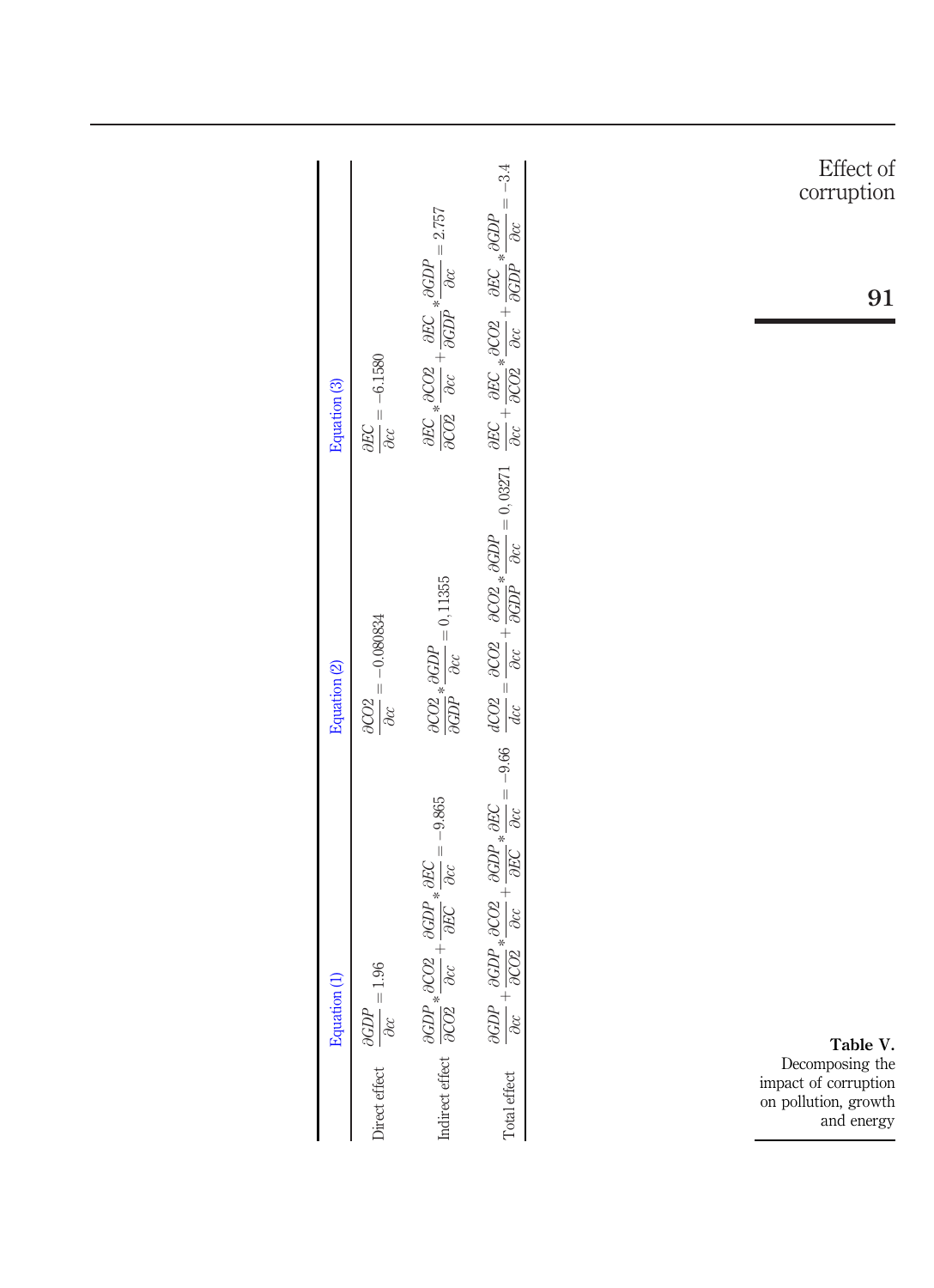**Table V.** Decomposing the impact of corruption on pollution, growth and energy

| | Equation (1) | Equation (2) | Equation (3) |
|---|---|---|---|
| Direct effect | $\frac{\partial GDP}{\partial cc} = 1.96$ | $\frac{\partial CO2}{\partial cc} = -0.080834$ | $\frac{\partial EC}{\partial cc} = -6.1580$ |
| Indirect effect | $\frac{\partial GDP}{\partial CO2} * \frac{\partial CO2}{\partial cc} + \frac{\partial GDP}{\partial EC} * \frac{\partial EC}{\partial cc} = -9.865$ | $\frac{\partial CO2}{\partial GDP} * \frac{\partial GDP}{\partial cc} = 0{,}11355$ | $\frac{\partial EC}{\partial CO2} * \frac{\partial CO2}{\partial cc} + \frac{\partial EC}{\partial GDP} * \frac{\partial GDP}{\partial cc} = 2.757$ |
| Total effect | $\frac{\partial GDP}{\partial cc} + \frac{\partial GDP}{\partial CO2} * \frac{\partial CO2}{\partial cc} + \frac{\partial GDP}{\partial EC} * \frac{\partial EC}{\partial cc} = -9.66$ | $\frac{dCO2}{dcc} = \frac{\partial CO2}{\partial cc} + \frac{\partial CO2}{\partial GDP} * \frac{\partial GDP}{\partial cc} = 0{,}03271$ | $\frac{\partial EC}{\partial cc} + \frac{\partial EC}{\partial CO2} * \frac{\partial CO2}{\partial cc} + \frac{\partial EC}{\partial GDP} * \frac{\partial GDP}{\partial cc} = -3.4$ |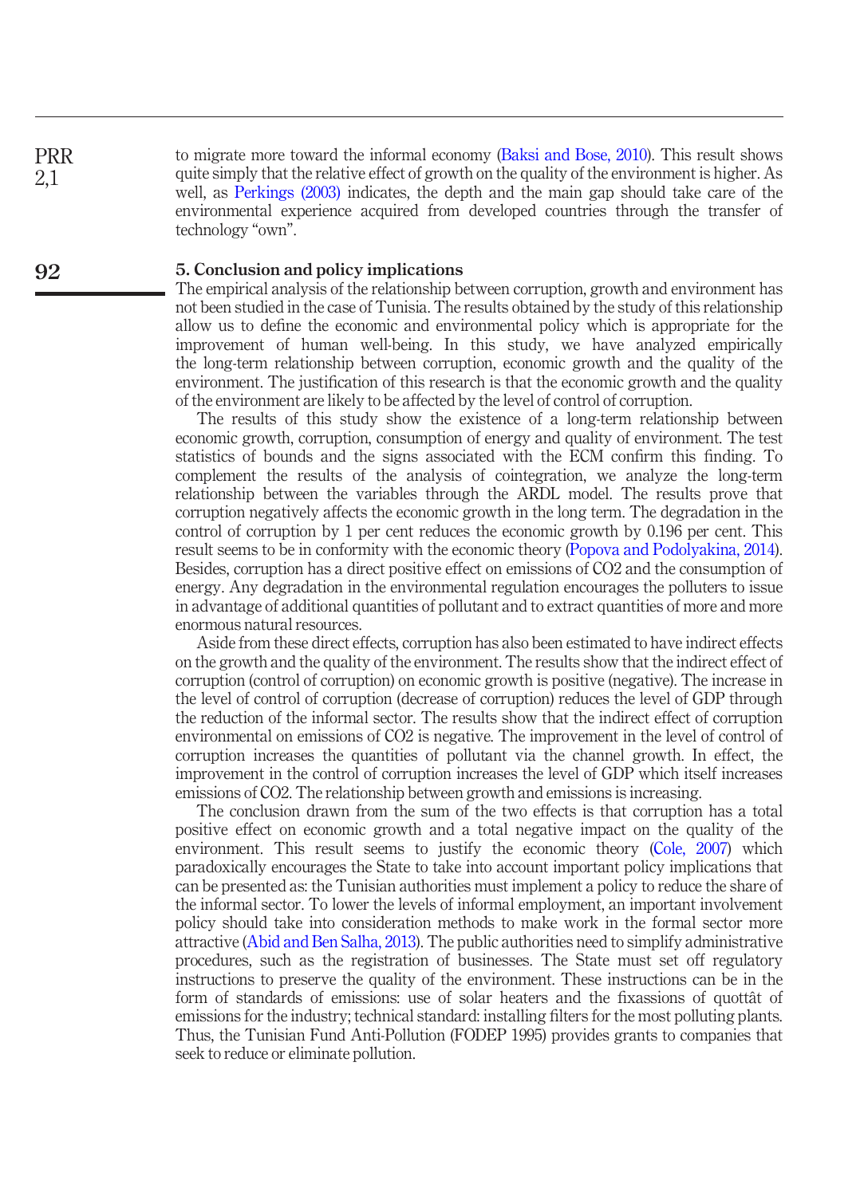to migrate more toward the informal economy (Baksi and Bose, 2010). This result shows quite simply that the relative effect of growth on the quality of the environment is higher. As well, as Perkings (2003) indicates, the depth and the main gap should take care of the environmental experience acquired from developed countries through the transfer of technology "own".

## 5. Conclusion and policy implications

The empirical analysis of the relationship between corruption, growth and environment has not been studied in the case of Tunisia. The results obtained by the study of this relationship allow us to define the economic and environmental policy which is appropriate for the improvement of human well-being. In this study, we have analyzed empirically the long-term relationship between corruption, economic growth and the quality of the environment. The justification of this research is that the economic growth and the quality of the environment are likely to be affected by the level of control of corruption.

The results of this study show the existence of a long-term relationship between economic growth, corruption, consumption of energy and quality of environment. The test statistics of bounds and the signs associated with the ECM confirm this finding. To complement the results of the analysis of cointegration, we analyze the long-term relationship between the variables through the ARDL model. The results prove that corruption negatively affects the economic growth in the long term. The degradation in the control of corruption by 1 per cent reduces the economic growth by 0.196 per cent. This result seems to be in conformity with the economic theory (Popova and Podolyakina, 2014). Besides, corruption has a direct positive effect on emissions of $CO_2$ and the consumption of energy. Any degradation in the environmental regulation encourages the polluters to issue in advantage of additional quantities of pollutant and to extract quantities of more and more enormous natural resources.

Aside from these direct effects, corruption has also been estimated to have indirect effects on the growth and the quality of the environment. The results show that the indirect effect of corruption (control of corruption) on economic growth is positive (negative). The increase in the level of control of corruption (decrease of corruption) reduces the level of GDP through the reduction of the informal sector. The results show that the indirect effect of corruption environmental on emissions of $CO_2$ is negative. The improvement in the level of control of corruption increases the quantities of pollutant via the channel growth. In effect, the improvement in the control of corruption increases the level of GDP which itself increases emissions of $CO_2$. The relationship between growth and emissions is increasing.

The conclusion drawn from the sum of the two effects is that corruption has a total positive effect on economic growth and a total negative impact on the quality of the environment. This result seems to justify the economic theory (Cole, 2007) which paradoxically encourages the State to take into account important policy implications that can be presented as: the Tunisian authorities must implement a policy to reduce the share of the informal sector. To lower the levels of informal employment, an important involvement policy should take into consideration methods to make work in the formal sector more attractive (Abid and Ben Salha, 2013). The public authorities need to simplify administrative procedures, such as the registration of businesses. The State must set off regulatory instructions to preserve the quality of the environment. These instructions can be in the form of standards of emissions: use of solar heaters and the fixassions of quottât of emissions for the industry; technical standard: installing filters for the most polluting plants. Thus, the Tunisian Fund Anti-Pollution (FODEP 1995) provides grants to companies that seek to reduce or eliminate pollution.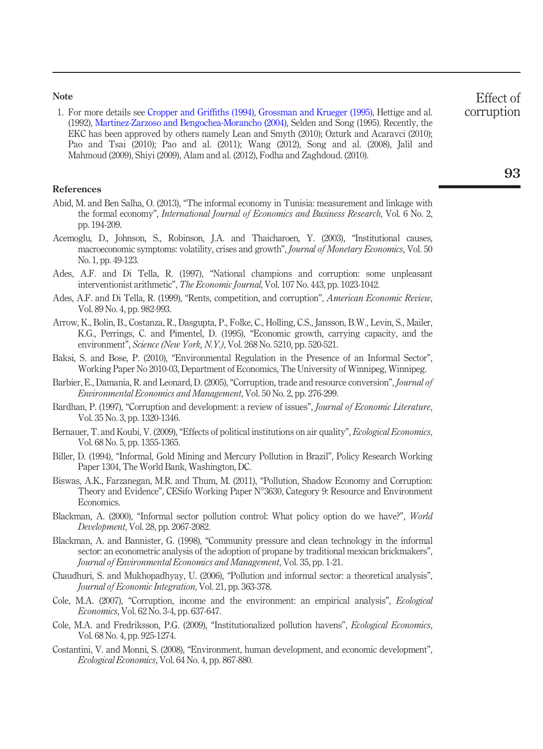## Note

1. For more details see Cropper and Griffiths (1994), Grossman and Krueger (1995), Hettige and al. (1992), Martinez-Zarzoso and Bengochea-Morancho (2004), Selden and Song (1995). Recently, the EKC has been approved by others namely Lean and Smyth (2010); Ozturk and Acaravci (2010); Pao and Tsai (2010); Pao and al. (2011); Wang (2012), Song and al. (2008), Jalil and Mahmoud (2009), Shiyi (2009), Alam and al. (2012), Fodha and Zaghdoud. (2010).

## References

Abid, M. and Ben Salha, O. (2013), "The informal economy in Tunisia: measurement and linkage with the formal economy", *International Journal of Economics and Business Research*, Vol. 6 No. 2, pp. 194-209.

Acemoglu, D., Johnson, S., Robinson, J.A. and Thaicharoen, Y. (2003), "Institutional causes, macroeconomic symptoms: volatility, crises and growth", *Journal of Monetary Economics*, Vol. 50 No. 1, pp. 49-123.

Ades, A.F. and Di Tella, R. (1997), "National champions and corruption: some unpleasant interventionist arithmetic", *The Economic Journal*, Vol. 107 No. 443, pp. 1023-1042.

Ades, A.F. and Di Tella, R. (1999), "Rents, competition, and corruption", *American Economic Review*, Vol. 89 No. 4, pp. 982-993.

Arrow, K., Bolin, B., Costanza, R., Dasgupta, P., Folke, C., Holling, C.S., Jansson, B.W., Levin, S., Mailer, K.G., Perrings, C. and Pimentel, D. (1995), "Economic growth, carrying capacity, and the environment", *Science (New York, N.Y.)*, Vol. 268 No. 5210, pp. 520-521.

Baksi, S. and Bose, P. (2010), "Environmental Regulation in the Presence of an Informal Sector", Working Paper No 2010-03, Department of Economics, The University of Winnipeg, Winnipeg.

Barbier, E., Damania, R. and Leonard, D. (2005), "Corruption, trade and resource conversion", *Journal of Environmental Economics and Management*, Vol. 50 No. 2, pp. 276-299.

Bardhan, P. (1997), "Corruption and development: a review of issues", *Journal of Economic Literature*, Vol. 35 No. 3, pp. 1320-1346.

Bernauer, T. and Koubi, V. (2009), "Effects of political institutions on air quality", *Ecological Economics*, Vol. 68 No. 5, pp. 1355-1365.

Biller, D. (1994), "Informal, Gold Mining and Mercury Pollution in Brazil", Policy Research Working Paper 1304, The World Bank, Washington, DC.

Biswas, A.K., Farzanegan, M.R. and Thum, M. (2011), "Pollution, Shadow Economy and Corruption: Theory and Evidence", CESifo Working Paper N°3630, Category 9: Resource and Environment Economics.

Blackman, A. (2000), "Informal sector pollution control: What policy option do we have?", *World Development*, Vol. 28, pp. 2067-2082.

Blackman, A. and Bannister, G. (1998), "Community pressure and clean technology in the informal sector: an econometric analysis of the adoption of propane by traditional mexican brickmakers", *Journal of Environmental Economics and Management*, Vol. 35, pp. 1-21.

Chaudhuri, S. and Mukhopadhyay, U. (2006), "Pollution and informal sector: a theoretical analysis", *Journal of Economic Integration*, Vol. 21, pp. 363-378.

Cole, M.A. (2007), "Corruption, income and the environment: an empirical analysis", *Ecological Economics*, Vol. 62 No. 3-4, pp. 637-647.

Cole, M.A. and Fredriksson, P.G. (2009), "Institutionalized pollution havens", *Ecological Economics*, Vol. 68 No. 4, pp. 925-1274.

Costantini, V. and Monni, S. (2008), "Environment, human development, and economic development", *Ecological Economics*, Vol. 64 No. 4, pp. 867-880.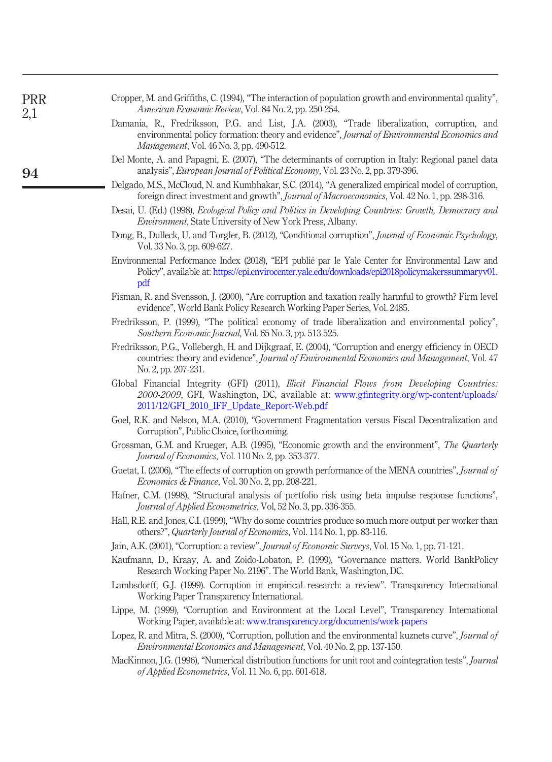Cropper, M. and Griffiths, C. (1994), "The interaction of population growth and environmental quality", *American Economic Review*, Vol. 84 No. 2, pp. 250-254.

Damania, R., Fredriksson, P.G. and List, J.A. (2003), "Trade liberalization, corruption, and environmental policy formation: theory and evidence", *Journal of Environmental Economics and Management*, Vol. 46 No. 3, pp. 490-512.

Del Monte, A. and Papagni, E. (2007), "The determinants of corruption in Italy: Regional panel data analysis", *European Journal of Political Economy*, Vol. 23 No. 2, pp. 379-396.

Delgado, M.S., McCloud, N. and Kumbhakar, S.C. (2014), "A generalized empirical model of corruption, foreign direct investment and growth", *Journal of Macroeconomics*, Vol. 42 No. 1, pp. 298-316.

Desai, U. (Ed.) (1998), *Ecological Policy and Politics in Developing Countries: Growth, Democracy and Environment*, State University of New York Press, Albany.

Dong, B., Dulleck, U. and Torgler, B. (2012), "Conditional corruption", *Journal of Economic Psychology*, Vol. 33 No. 3, pp. 609-627.

Environmental Performance Index (2018), "EPI publié par le Yale Center for Environmental Law and Policy", available at: https://epi.envirocenter.yale.edu/downloads/epi2018policymakerssummaryv01.pdf

Fisman, R. and Svensson, J. (2000), "Are corruption and taxation really harmful to growth? Firm level evidence", World Bank Policy Research Working Paper Series, Vol. 2485.

Fredriksson, P. (1999), "The political economy of trade liberalization and environmental policy", *Southern Economic Journal*, Vol. 65 No. 3, pp. 513-525.

Fredriksson, P.G., Vollebergh, H. and Dijkgraaf, E. (2004), "Corruption and energy efficiency in OECD countries: theory and evidence", *Journal of Environmental Economics and Management*, Vol. 47 No. 2, pp. 207-231.

Global Financial Integrity (GFI) (2011), *Illicit Financial Flows from Developing Countries: 2000-2009*, GFI, Washington, DC, available at: www.gfintegrity.org/wp-content/uploads/2011/12/GFI_2010_IFF_Update_Report-Web.pdf

Goel, R.K. and Nelson, M.A. (2010), "Government Fragmentation versus Fiscal Decentralization and Corruption", Public Choice, forthcoming.

Grossman, G.M. and Krueger, A.B. (1995), "Economic growth and the environment", *The Quarterly Journal of Economics*, Vol. 110 No. 2, pp. 353-377.

Guetat, I. (2006), "The effects of corruption on growth performance of the MENA countries", *Journal of Economics & Finance*, Vol. 30 No. 2, pp. 208-221.

Hafner, C.M. (1998), "Structural analysis of portfolio risk using beta impulse response functions", *Journal of Applied Econometrics*, Vol, 52 No. 3, pp. 336-355.

Hall, R.E. and Jones, C.I. (1999), "Why do some countries produce so much more output per worker than others?", *Quarterly Journal of Economics*, Vol. 114 No. 1, pp. 83-116.

Jain, A.K. (2001), "Corruption: a review", *Journal of Economic Surveys*, Vol. 15 No. 1, pp. 71-121.

Kaufmann, D., Kraay, A. and Zoido-Lobaton, P. (1999), "Governance matters. World BankPolicy Research Working Paper No. 2196". The World Bank, Washington, DC.

Lambsdorff, G.J. (1999). Corruption in empirical research: a review". Transparency International Working Paper Transparency International.

Lippe, M. (1999), "Corruption and Environment at the Local Level", Transparency International Working Paper, available at: www.transparency.org/documents/work-papers

Lopez, R. and Mitra, S. (2000), "Corruption, pollution and the environmental kuznets curve", *Journal of Environmental Economics and Management*, Vol. 40 No. 2, pp. 137-150.

MacKinnon, J.G. (1996), "Numerical distribution functions for unit root and cointegration tests", *Journal of Applied Econometrics*, Vol. 11 No. 6, pp. 601-618.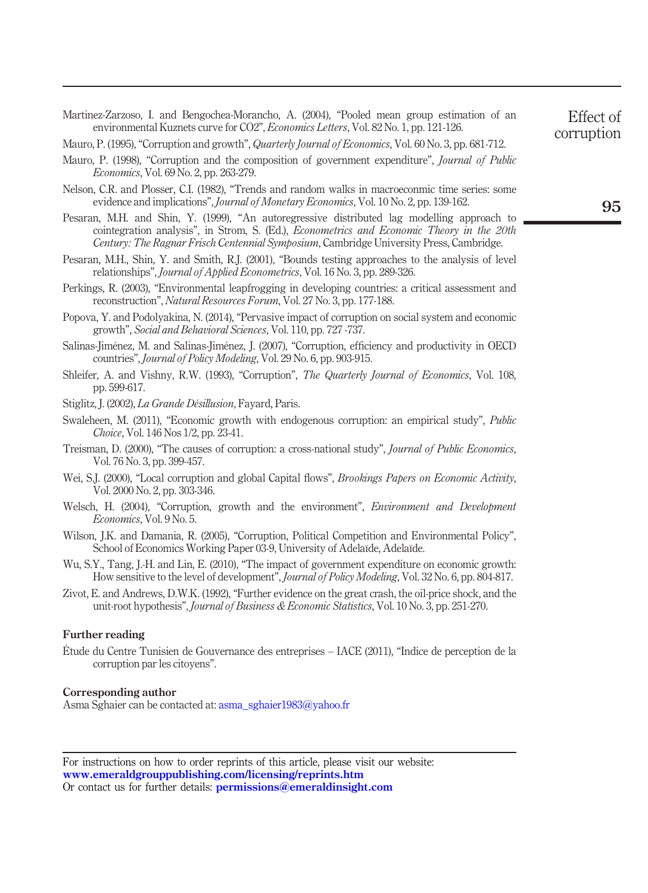Martinez-Zarzoso, I. and Bengochea-Morancho, A. (2004), "Pooled mean group estimation of an environmental Kuznets curve for CO2", *Economics Letters*, Vol. 82 No. 1, pp. 121-126.

Mauro, P. (1995), "Corruption and growth", *Quarterly Journal of Economics*, Vol. 60 No. 3, pp. 681-712.

Mauro, P. (1998), "Corruption and the composition of government expenditure", *Journal of Public Economics*, Vol. 69 No. 2, pp. 263-279.

Nelson, C.R. and Plosser, C.I. (1982), "Trends and random walks in macroeconmic time series: some evidence and implications", *Journal of Monetary Economics*, Vol. 10 No. 2, pp. 139-162.

Pesaran, M.H. and Shin, Y. (1999), "An autoregressive distributed lag modelling approach to cointegration analysis", in Strom, S. (Ed.), *Econometrics and Economic Theory in the 20th Century: The Ragnar Frisch Centennial Symposium*, Cambridge University Press, Cambridge.

Pesaran, M.H., Shin, Y. and Smith, R.J. (2001), "Bounds testing approaches to the analysis of level relationships", *Journal of Applied Econometrics*, Vol. 16 No. 3, pp. 289-326.

Perkings, R. (2003), "Environmental leapfrogging in developing countries: a critical assessment and reconstruction", *Natural Resources Forum*, Vol. 27 No. 3, pp. 177-188.

Popova, Y. and Podolyakina, N. (2014), "Pervasive impact of corruption on social system and economic growth", *Social and Behavioral Sciences*, Vol. 110, pp. 727 -737.

Salinas-Jiménez, M. and Salinas-Jiménez, J. (2007), "Corruption, efficiency and productivity in OECD countries", *Journal of Policy Modeling*, Vol. 29 No. 6, pp. 903-915.

Shleifer, A. and Vishny, R.W. (1993), "Corruption", *The Quarterly Journal of Economics*, Vol. 108, pp. 599-617.

Stiglitz, J. (2002), *La Grande Désillusion*, Fayard, Paris.

Swaleheen, M. (2011), "Economic growth with endogenous corruption: an empirical study", *Public Choice*, Vol. 146 Nos 1/2, pp. 23-41.

Treisman, D. (2000), "The causes of corruption: a cross-national study", *Journal of Public Economics*, Vol. 76 No. 3, pp. 399-457.

Wei, S.J. (2000), "Local corruption and global Capital flows", *Brookings Papers on Economic Activity*, Vol. 2000 No. 2, pp. 303-346.

Welsch, H. (2004), "Corruption, growth and the environment", *Environment and Development Economics*, Vol. 9 No. 5.

Wilson, J.K. and Damania, R. (2005), "Corruption, Political Competition and Environmental Policy", School of Economics Working Paper 03-9, University of Adelaïde, Adelaïde.

Wu, S.Y., Tang, J.-H. and Lin, E. (2010), "The impact of government expenditure on economic growth: How sensitive to the level of development", *Journal of Policy Modeling*, Vol. 32 No. 6, pp. 804-817.

Zivot, E. and Andrews, D.W.K. (1992), "Further evidence on the great crash, the oil-price shock, and the unit-root hypothesis", *Journal of Business & Economic Statistics*, Vol. 10 No. 3, pp. 251-270.

## Further reading

Étude du Centre Tunisien de Gouvernance des entreprises – IACE (2011), "Indice de perception de la corruption par les citoyens".

## Corresponding author

Asma Sghaier can be contacted at: asma_sghaier1983@yahoo.fr

For instructions on how to order reprints of this article, please visit our website:
**www.emeraldgrouppublishing.com/licensing/reprints.htm**
Or contact us for further details: **permissions@emeraldinsight.com**